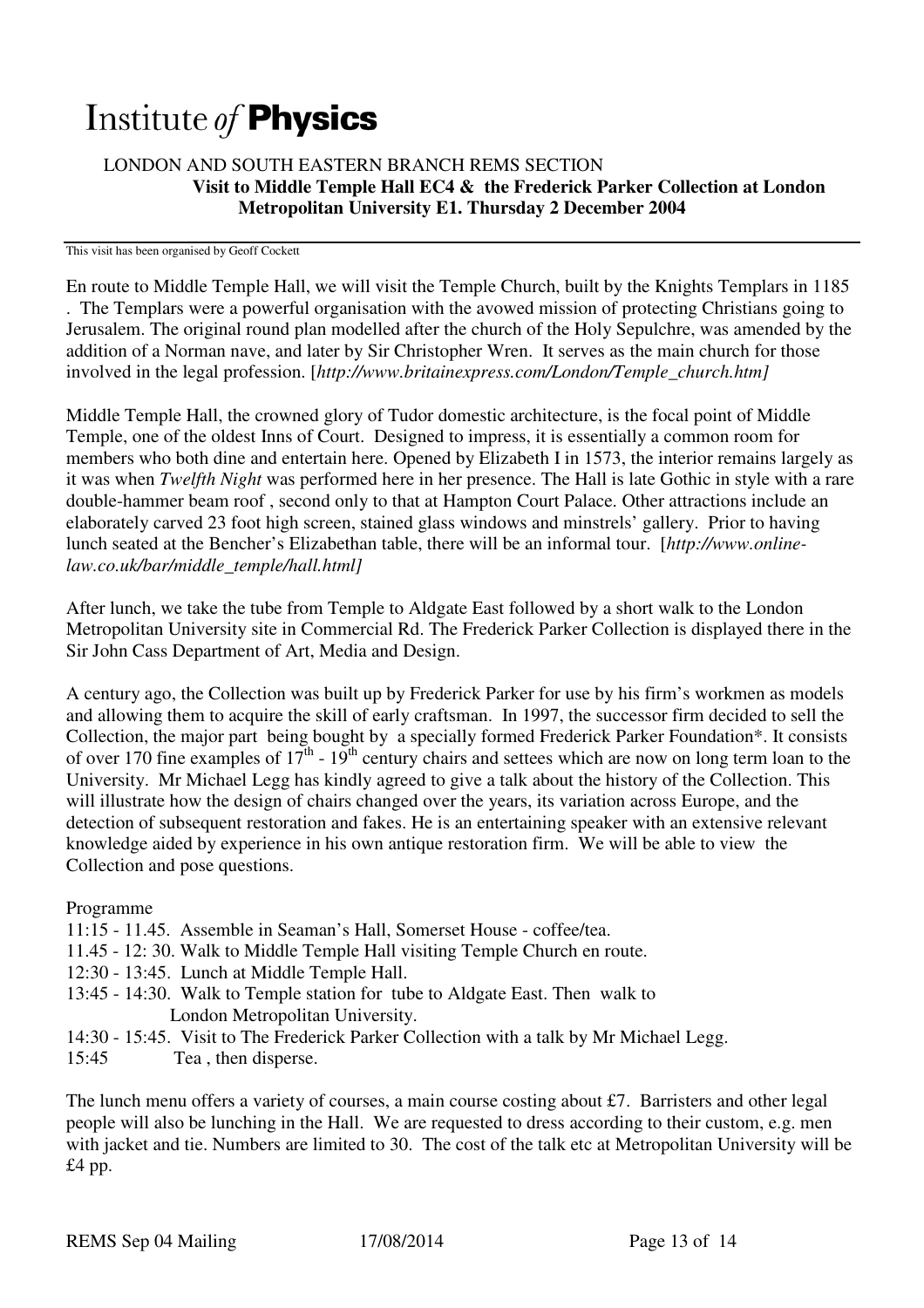# Institute *of* **Physics**

LONDON AND SOUTH EASTERN BRANCH REMS SECTION

**Visit to Middle Temple Hall EC4 & the Frederick Parker Collection at London Metropolitan University E1. Thursday 2 December 2004**

This visit has been organised by Geoff Cockett

En route to Middle Temple Hall, we will visit the Temple Church, built by the Knights Templars in 1185 . The Templars were a powerful organisation with the avowed mission of protecting Christians going to Jerusalem. The original round plan modelled after the church of the Holy Sepulchre, was amended by the addition of a Norman nave, and later by Sir Christopher Wren. It serves as the main church for those involved in the legal profession. [*http://www.britainexpress.com/London/Temple_church.htm]*

Middle Temple Hall, the crowned glory of Tudor domestic architecture, is the focal point of Middle Temple, one of the oldest Inns of Court. Designed to impress, it is essentially a common room for members who both dine and entertain here. Opened by Elizabeth I in 1573, the interior remains largely as it was when *Twelfth Night* was performed here in her presence. The Hall is late Gothic in style with a rare double-hammer beam roof , second only to that at Hampton Court Palace. Other attractions include an elaborately carved 23 foot high screen, stained glass windows and minstrels' gallery. Prior to having lunch seated at the Bencher's Elizabethan table, there will be an informal tour. [*http://www.online-law.co.uk/bar/middle_temple/hall.html]*

After lunch, we take the tube from Temple to Aldgate East followed by a short walk to the London Metropolitan University site in Commercial Rd. The Frederick Parker Collection is displayed there in the Sir John Cass Department of Art, Media and Design.

A century ago, the Collection was built up by Frederick Parker for use by his firm's workmen as models and allowing them to acquire the skill of early craftsman. In 1997, the successor firm decided to sell the Collection, the major part being bought by a specially formed Frederick Parker Foundation*. It consists of over 170 fine examples of 17th - 19th century chairs and settees which are now on long term loan to the University. Mr Michael Legg has kindly agreed to give a talk about the history of the Collection. This will illustrate how the design of chairs changed over the years, its variation across Europe, and the detection of subsequent restoration and fakes. He is an entertaining speaker with an extensive relevant knowledge aided by experience in his own antique restoration firm. We will be able to view the Collection and pose questions.

Programme

- 11:15 - 11.45. Assemble in Seaman's Hall, Somerset House - coffee/tea.
- 11.45 - 12: 30. Walk to Middle Temple Hall visiting Temple Church en route.
- 12:30 - 13:45. Lunch at Middle Temple Hall.
- 13:45 - 14:30. Walk to Temple station for tube to Aldgate East. Then walk to London Metropolitan University.
- 14:30 - 15:45. Visit to The Frederick Parker Collection with a talk by Mr Michael Legg.
- 15:45 Tea , then disperse.

The lunch menu offers a variety of courses, a main course costing about £7. Barristers and other legal people will also be lunching in the Hall. We are requested to dress according to their custom, e.g. men with jacket and tie. Numbers are limited to 30. The cost of the talk etc at Metropolitan University will be £4 pp.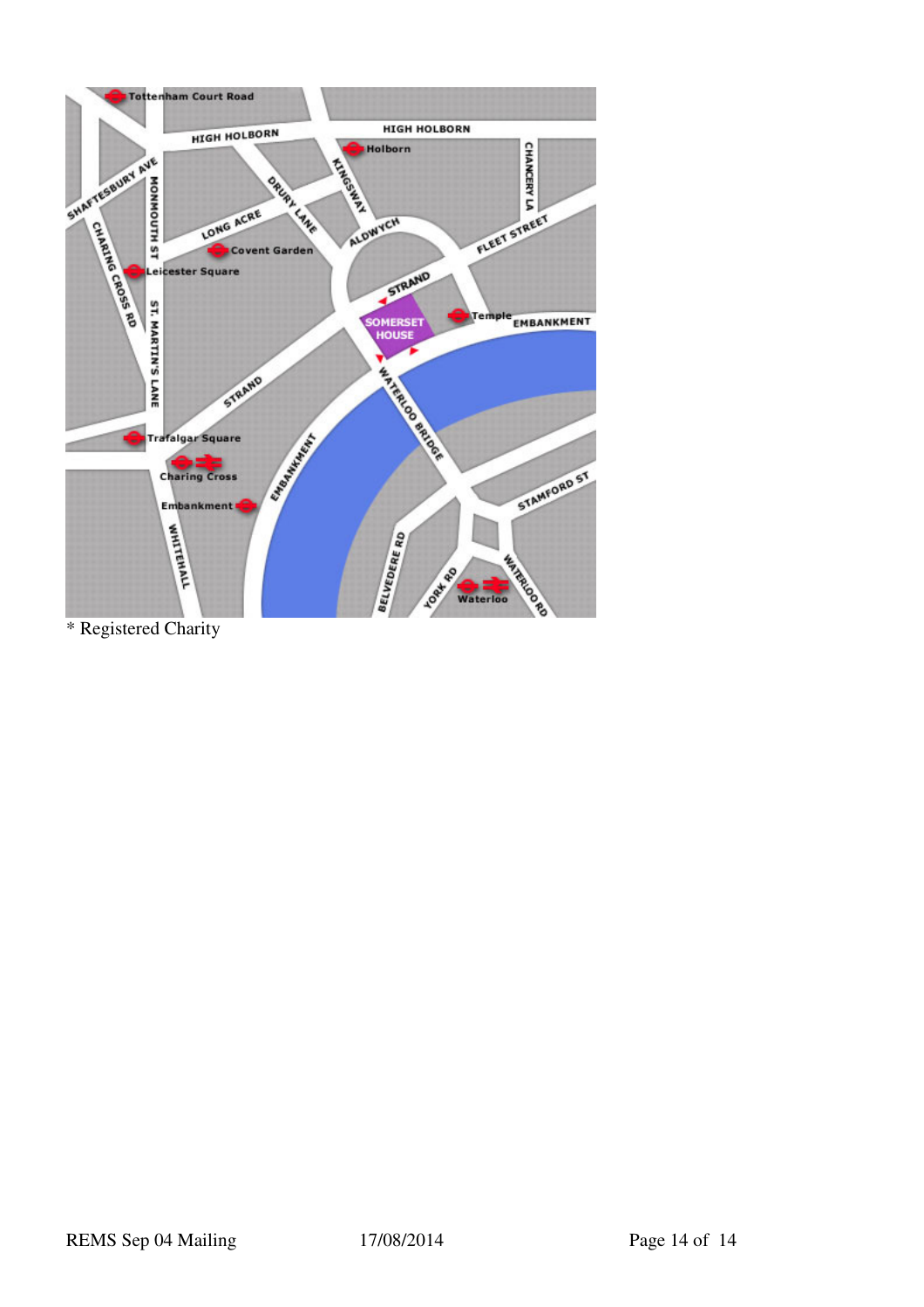Tottenham Court Road
HIGH HOLBORN
HIGH HOLBORN
Holborn
SHAFTESBURY AVE
MONMOUTH ST
DRURY LANE
KINGSWAY
CHANCERY LA
LONG ACRE
Covent Garden
ALDWYCH
FLEET STREET
CHARING CROSS RD
Leicester Square
STRAND
SOMERSET HOUSE
Temple
EMBANKMENT
ST. MARTIN'S LANE
STRAND
WATERLOO BRIDGE
Trafalgar Square
Charing Cross
EMBANKMENT
Embankment
STAMFORD ST
WHITEHALL
BELVEDERE RD
YORK RD
Waterloo
WATERLOO RD

\* Registered Charity